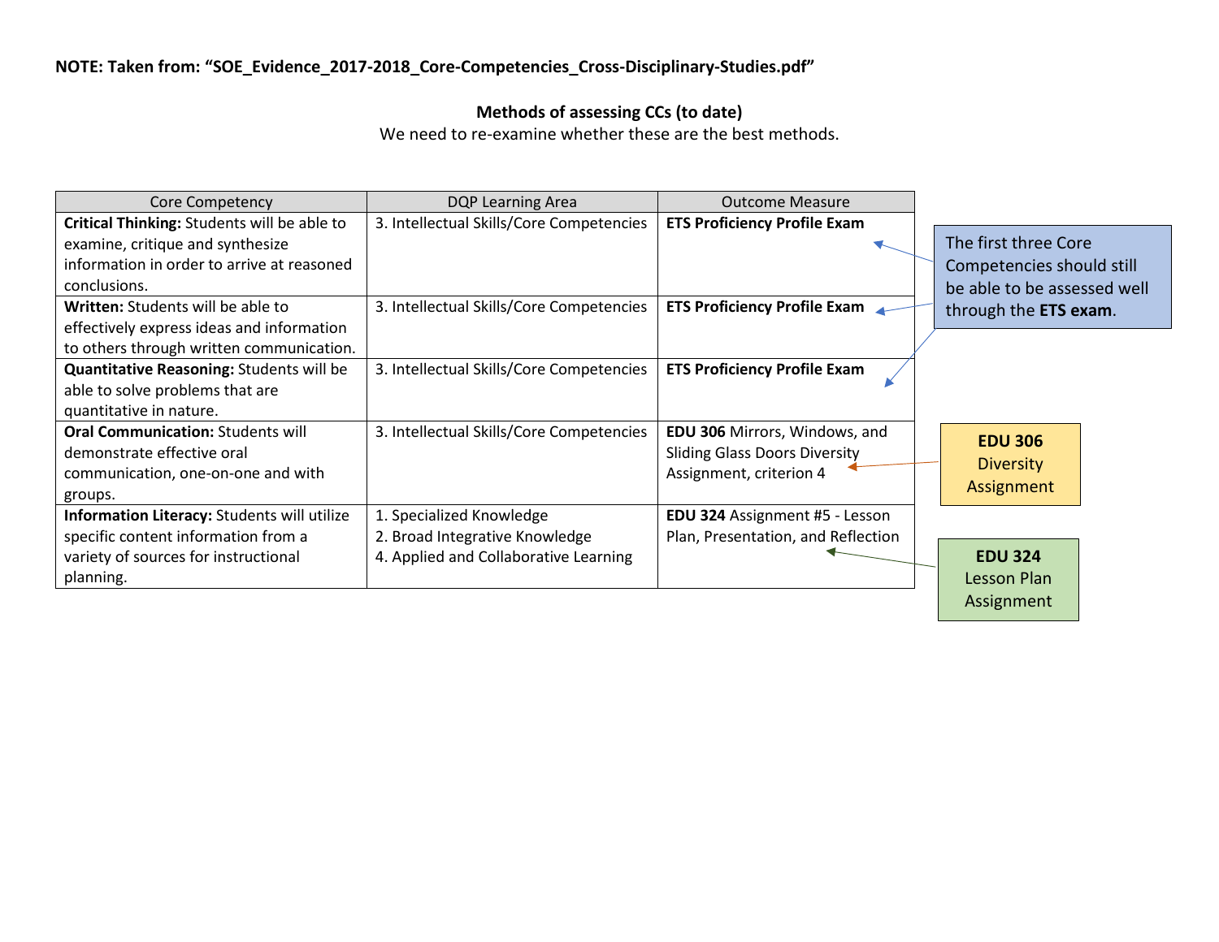**NOTE: Taken from: "SOE_Evidence_2017-2018_Core-Competencies_Cross-Disciplinary-Studies.pdf"**

**Methods of assessing CCs (to date)**

We need to re-examine whether these are the best methods.

| Core Competency | DQP Learning Area | Outcome Measure |
|---|---|---|
| **Critical Thinking:** Students will be able to examine, critique and synthesize information in order to arrive at reasoned conclusions. | 3. Intellectual Skills/Core Competencies | **ETS Proficiency Profile Exam** |
| **Written:** Students will be able to effectively express ideas and information to others through written communication. | 3. Intellectual Skills/Core Competencies | **ETS Proficiency Profile Exam** |
| **Quantitative Reasoning:** Students will be able to solve problems that are quantitative in nature. | 3. Intellectual Skills/Core Competencies | **ETS Proficiency Profile Exam** |
| **Oral Communication:** Students will demonstrate effective oral communication, one-on-one and with groups. | 3. Intellectual Skills/Core Competencies | **EDU 306** Mirrors, Windows, and Sliding Glass Doors Diversity Assignment, criterion 4 |
| **Information Literacy:** Students will utilize specific content information from a variety of sources for instructional planning. | 1. Specialized Knowledge<br>2. Broad Integrative Knowledge<br>4. Applied and Collaborative Learning | **EDU 324** Assignment #5 - Lesson Plan, Presentation, and Reflection |

The first three Core Competencies should still be able to be assessed well through the **ETS exam**.

**EDU 306** Diversity Assignment

**EDU 324** Lesson Plan Assignment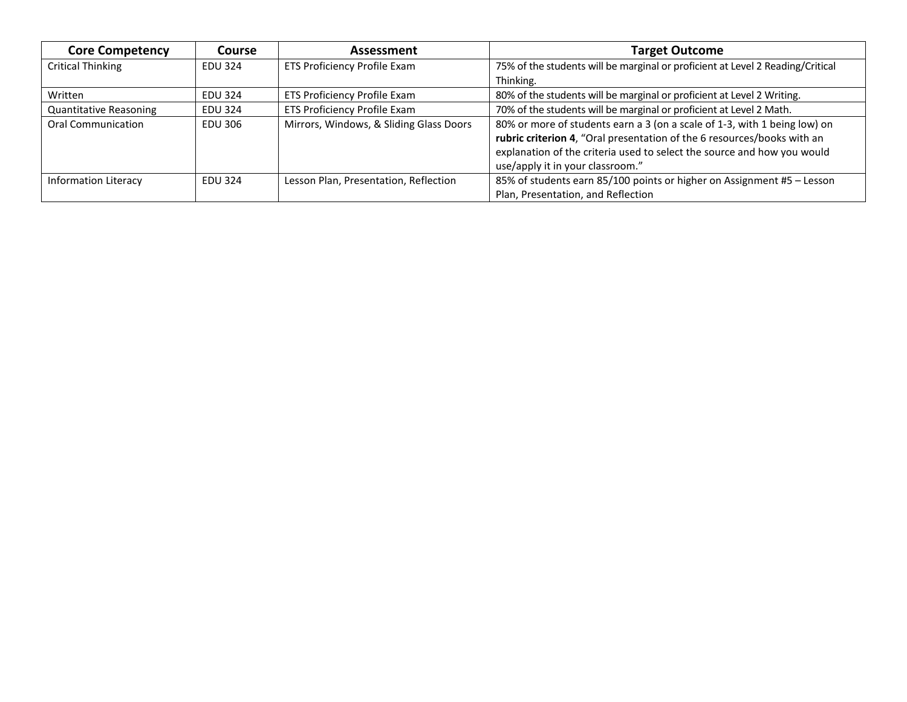| Core Competency | Course | Assessment | Target Outcome |
| --- | --- | --- | --- |
| Critical Thinking | EDU 324 | ETS Proficiency Profile Exam | 75% of the students will be marginal or proficient at Level 2 Reading/Critical Thinking. |
| Written | EDU 324 | ETS Proficiency Profile Exam | 80% of the students will be marginal or proficient at Level 2 Writing. |
| Quantitative Reasoning | EDU 324 | ETS Proficiency Profile Exam | 70% of the students will be marginal or proficient at Level 2 Math. |
| Oral Communication | EDU 306 | Mirrors, Windows, & Sliding Glass Doors | 80% or more of students earn a 3 (on a scale of 1-3, with 1 being low) on **rubric criterion 4**, "Oral presentation of the 6 resources/books with an explanation of the criteria used to select the source and how you would use/apply it in your classroom." |
| Information Literacy | EDU 324 | Lesson Plan, Presentation, Reflection | 85% of students earn 85/100 points or higher on Assignment #5 – Lesson Plan, Presentation, and Reflection |